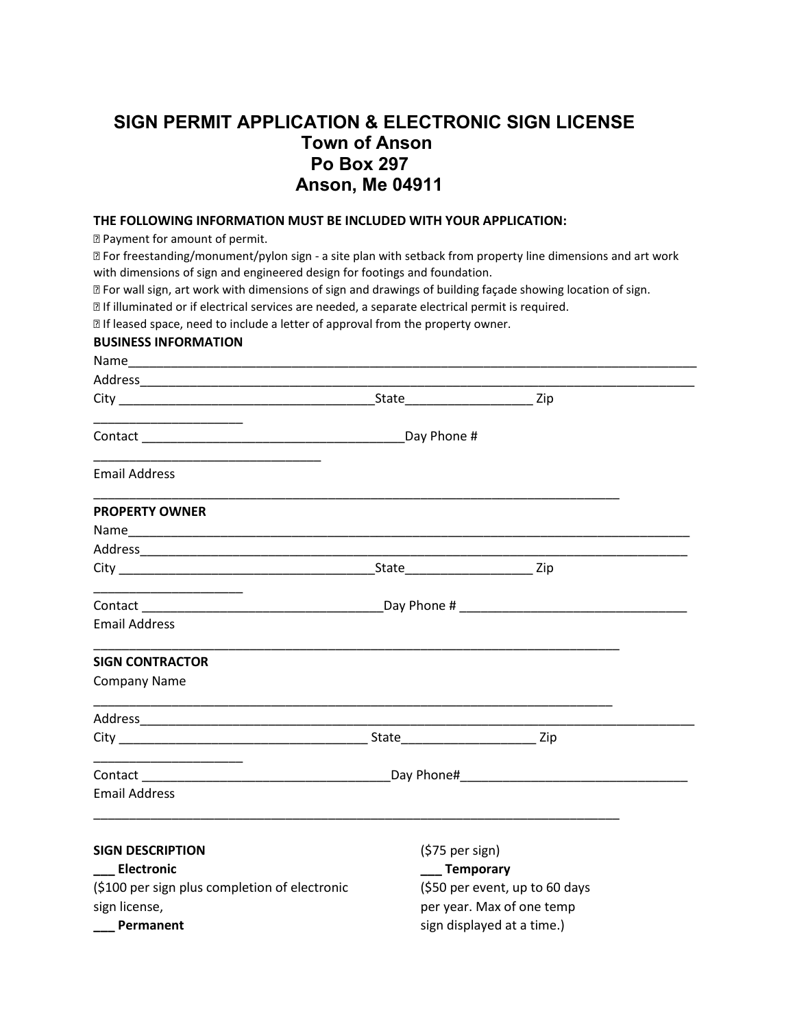# SIGN PERMIT APPLICATION & ELECTRONIC SIGN LICENSE

## Town of Anson
## Po Box 297
## Anson, Me 04911

**THE FOLLOWING INFORMATION MUST BE INCLUDED WITH YOUR APPLICATION:**

- Payment for amount of permit.
- For freestanding/monument/pylon sign - a site plan with setback from property line dimensions and art work with dimensions of sign and engineered design for footings and foundation.
- For wall sign, art work with dimensions of sign and drawings of building façade showing location of sign.
- If illuminated or if electrical services are needed, a separate electrical permit is required.
- If leased space, need to include a letter of approval from the property owner.

**BUSINESS INFORMATION**

Name_______________________________________________________________________________

Address_____________________________________________________________________________

City ___________________________________State_________________ Zip ____________________

Contact _____________________________________Day Phone # ______________________________

Email Address _______________________________________________________________________

**PROPERTY OWNER**

Name_______________________________________________________________________________

Address_____________________________________________________________________________

City ___________________________________State_________________ Zip ____________________

Contact _________________________________Day Phone # _______________________________

Email Address _______________________________________________________________________

**SIGN CONTRACTOR**

Company Name _______________________________________________________________________

Address_____________________________________________________________________________

City __________________________________ State__________________ Zip ____________________

Contact __________________________________Day Phone#_______________________________

Email Address _______________________________________________________________________

**SIGN DESCRIPTION**

___ **Electronic**
($100 per sign plus completion of electronic sign license,

___ **Permanent**
($75 per sign)

___ **Temporary**
($50 per event, up to 60 days per year. Max of one temp sign displayed at a time.)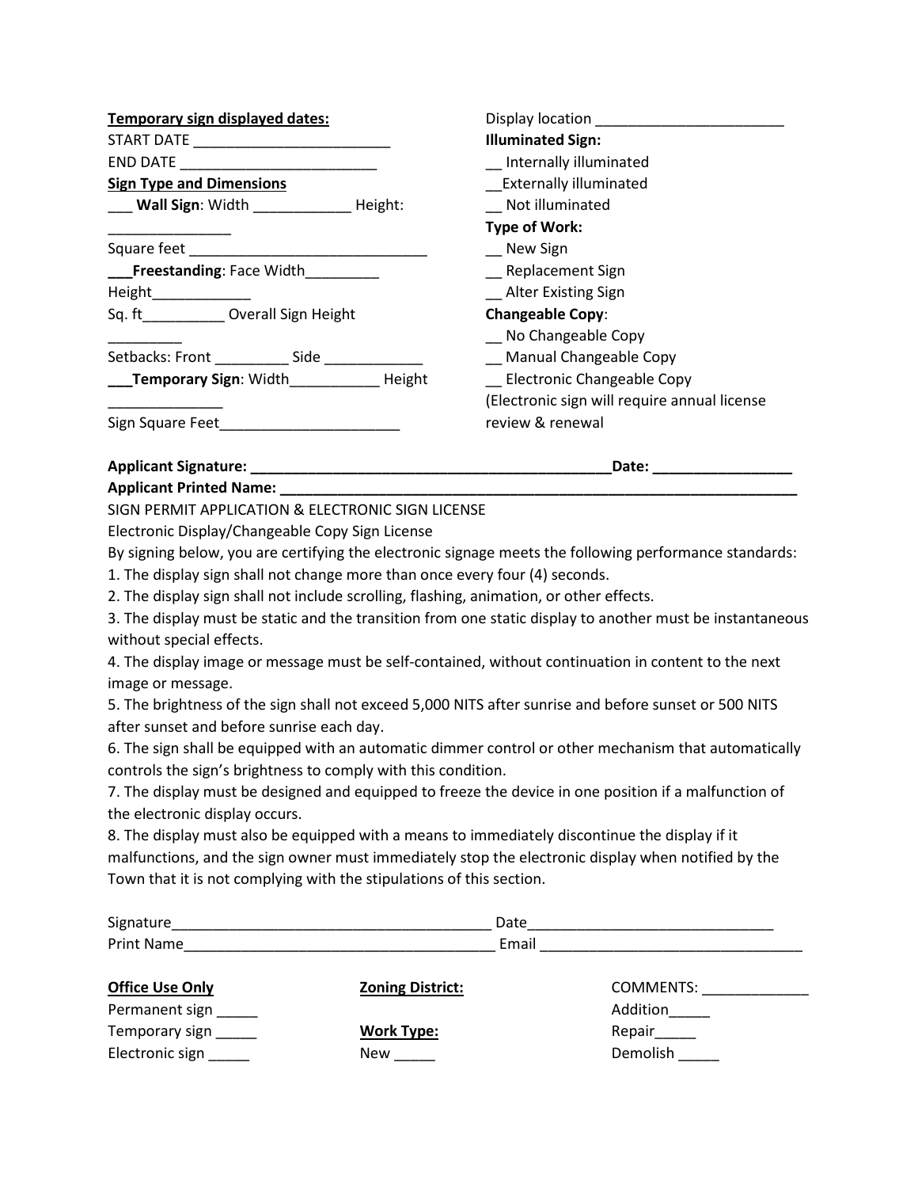**Temporary sign displayed dates:**
START DATE ________________________
END DATE ________________________

**Sign Type and Dimensions**

___ **Wall Sign**: Width ___________ Height: _______________
Square feet _____________________________

___**Freestanding**: Face Width_________
Height____________
Sq. ft__________ Overall Sign Height _________
Setbacks: Front _________ Side ____________

___**Temporary Sign**: Width___________ Height _____________
Sign Square Feet_____________________

Display location _______________________

**Illuminated Sign:**
__ Internally illuminated
__Externally illuminated
__ Not illuminated

**Type of Work:**
__ New Sign
__ Replacement Sign
__ Alter Existing Sign

**Changeable Copy**:
__ No Changeable Copy
__ Manual Changeable Copy
__ Electronic Changeable Copy
(Electronic sign will require annual license review & renewal

**Applicant Signature: ____________________________________________Date: _________________**
**Applicant Printed Name: _________________________________________________________________**

SIGN PERMIT APPLICATION & ELECTRONIC SIGN LICENSE
Electronic Display/Changeable Copy Sign License
By signing below, you are certifying the electronic signage meets the following performance standards:

1. The display sign shall not change more than once every four (4) seconds.
2. The display sign shall not include scrolling, flashing, animation, or other effects.
3. The display must be static and the transition from one static display to another must be instantaneous without special effects.
4. The display image or message must be self-contained, without continuation in content to the next image or message.
5. The brightness of the sign shall not exceed 5,000 NITS after sunrise and before sunset or 500 NITS after sunset and before sunrise each day.
6. The sign shall be equipped with an automatic dimmer control or other mechanism that automatically controls the sign's brightness to comply with this condition.
7. The display must be designed and equipped to freeze the device in one position if a malfunction of the electronic display occurs.
8. The display must also be equipped with a means to immediately discontinue the display if it malfunctions, and the sign owner must immediately stop the electronic display when notified by the Town that it is not complying with the stipulations of this section.

Signature_______________________________________ Date_____________________________
Print Name______________________________________ Email _______________________________

| **Office Use Only** | **Zoning District:** | COMMENTS: _____________ |
|---|---|---|
| Permanent sign _____ | | Addition_____ |
| Temporary sign _____ | **Work Type:** | Repair_____ |
| Electronic sign _____ | New _____ | Demolish _____ |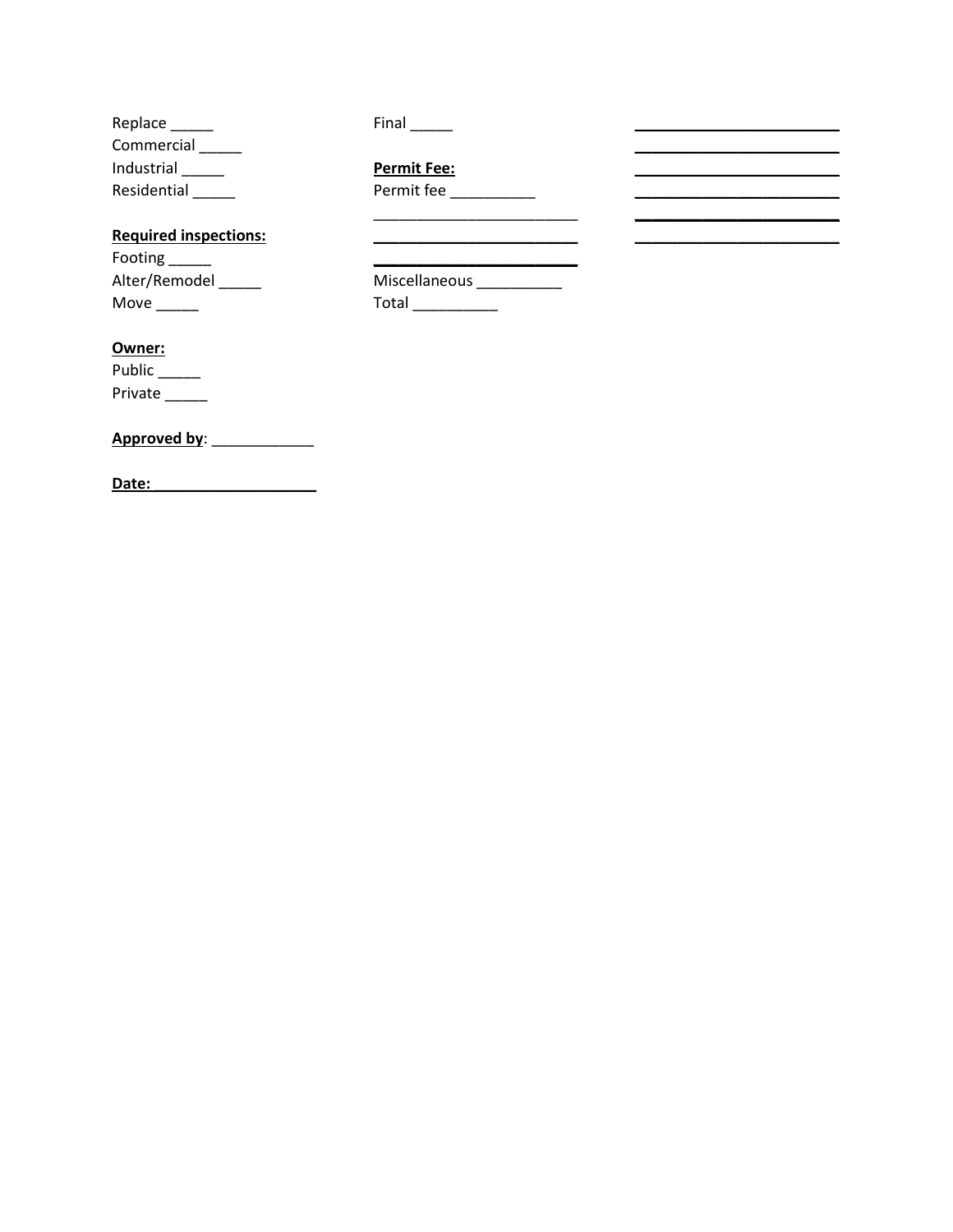Replace _____
Commercial _____
Industrial _____
Residential _____

**Required inspections:**

Footing _____
Alter/Remodel _____
Move _____

**Owner:**

Public _____
Private _____

**Approved by**: ____________

**Date:** ____________________

Final _____

**Permit Fee:**

Permit fee __________
________________________
________________________
________________________
Miscellaneous __________
Total __________

________________________
________________________
________________________
________________________
________________________
________________________